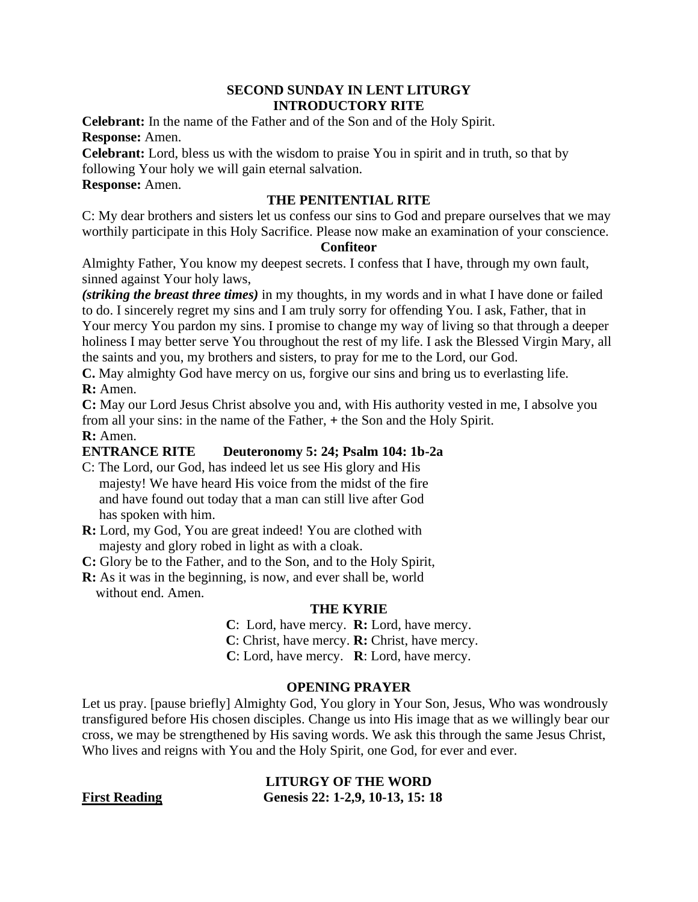## SECOND SUNDAY IN LENT LITURGY
## INTRODUCTORY RITE

**Celebrant:** In the name of the Father and of the Son and of the Holy Spirit.
**Response:** Amen.
**Celebrant:** Lord, bless us with the wisdom to praise You in spirit and in truth, so that by following Your holy we will gain eternal salvation.
**Response:** Amen.

### THE PENITENTIAL RITE

C: My dear brothers and sisters let us confess our sins to God and prepare ourselves that we may worthily participate in this Holy Sacrifice. Please now make an examination of your conscience.

**Confiteor**

Almighty Father, You know my deepest secrets. I confess that I have, through my own fault, sinned against Your holy laws,
***(striking the breast three times)*** in my thoughts, in my words and in what I have done or failed to do. I sincerely regret my sins and I am truly sorry for offending You. I ask, Father, that in Your mercy You pardon my sins. I promise to change my way of living so that through a deeper holiness I may better serve You throughout the rest of my life. I ask the Blessed Virgin Mary, all the saints and you, my brothers and sisters, to pray for me to the Lord, our God.

**C.** May almighty God have mercy on us, forgive our sins and bring us to everlasting life.
**R:** Amen.
**C:** May our Lord Jesus Christ absolve you and, with His authority vested in me, I absolve you from all your sins: in the name of the Father, **+** the Son and the Holy Spirit.
**R:** Amen.

**ENTRANCE RITE  Deuteronomy 5: 24; Psalm 104: 1b-2a**

C: The Lord, our God, has indeed let us see His glory and His majesty! We have heard His voice from the midst of the fire and have found out today that a man can still live after God has spoken with him.
**R:** Lord, my God, You are great indeed! You are clothed with majesty and glory robed in light as with a cloak.
**C:** Glory be to the Father, and to the Son, and to the Holy Spirit,
**R:** As it was in the beginning, is now, and ever shall be, world without end. Amen.

### THE KYRIE

**C**: Lord, have mercy. **R:** Lord, have mercy.
**C**: Christ, have mercy. **R:** Christ, have mercy.
**C**: Lord, have mercy. **R**: Lord, have mercy.

### OPENING PRAYER

Let us pray. [pause briefly] Almighty God, You glory in Your Son, Jesus, Who was wondrously transfigured before His chosen disciples. Change us into His image that as we willingly bear our cross, we may be strengthened by His saving words. We ask this through the same Jesus Christ, Who lives and reigns with You and the Holy Spirit, one God, for ever and ever.

### LITURGY OF THE WORD

**First Reading**  **Genesis 22: 1-2,9, 10-13, 15: 18**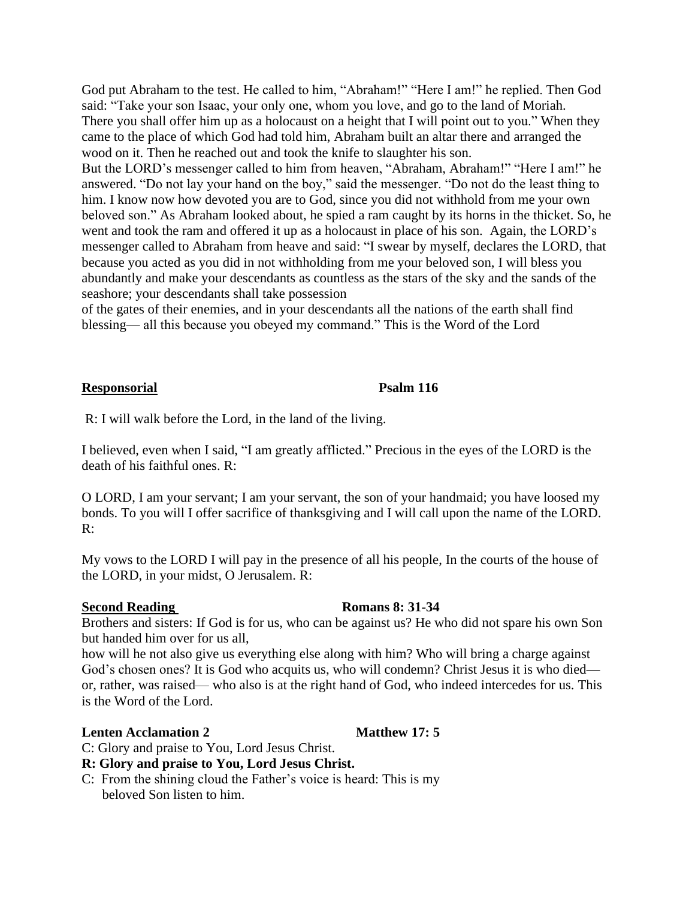God put Abraham to the test. He called to him, “Abraham!” “Here I am!” he replied. Then God said: “Take your son Isaac, your only one, whom you love, and go to the land of Moriah. There you shall offer him up as a holocaust on a height that I will point out to you.” When they came to the place of which God had told him, Abraham built an altar there and arranged the wood on it. Then he reached out and took the knife to slaughter his son.
But the LORD’s messenger called to him from heaven, “Abraham, Abraham!” “Here I am!” he answered. “Do not lay your hand on the boy,” said the messenger. “Do not do the least thing to him. I know now how devoted you are to God, since you did not withhold from me your own beloved son.” As Abraham looked about, he spied a ram caught by its horns in the thicket. So, he went and took the ram and offered it up as a holocaust in place of his son. Again, the LORD’s messenger called to Abraham from heave and said: “I swear by myself, declares the LORD, that because you acted as you did in not withholding from me your beloved son, I will bless you abundantly and make your descendants as countless as the stars of the sky and the sands of the seashore; your descendants shall take possession
of the gates of their enemies, and in your descendants all the nations of the earth shall find blessing— all this because you obeyed my command.” This is the Word of the Lord

**Responsorial** **Psalm 116**

R: I will walk before the Lord, in the land of the living.

I believed, even when I said, “I am greatly afflicted.” Precious in the eyes of the LORD is the death of his faithful ones. R:

O LORD, I am your servant; I am your servant, the son of your handmaid; you have loosed my bonds. To you will I offer sacrifice of thanksgiving and I will call upon the name of the LORD. R:

My vows to the LORD I will pay in the presence of all his people, In the courts of the house of the LORD, in your midst, O Jerusalem. R:

**Second Reading** **Romans 8: 31-34**

Brothers and sisters: If God is for us, who can be against us? He who did not spare his own Son but handed him over for us all,
how will he not also give us everything else along with him? Who will bring a charge against God’s chosen ones? It is God who acquits us, who will condemn? Christ Jesus it is who died— or, rather, was raised— who also is at the right hand of God, who indeed intercedes for us. This is the Word of the Lord.

**Lenten Acclamation 2** **Matthew 17: 5**

C: Glory and praise to You, Lord Jesus Christ.
**R: Glory and praise to You, Lord Jesus Christ.**
C: From the shining cloud the Father’s voice is heard: This is my beloved Son listen to him.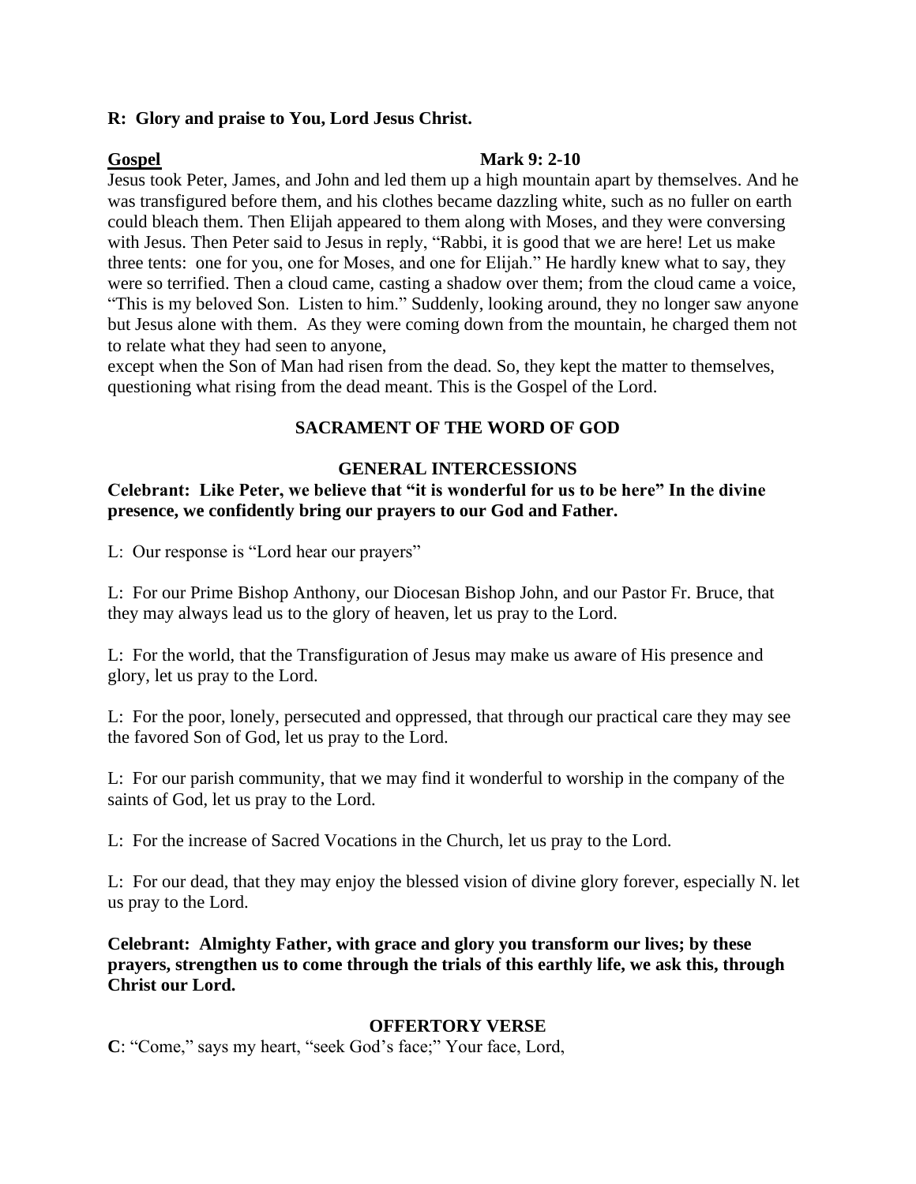**R: Glory and praise to You, Lord Jesus Christ.**

**Gospel** **Mark 9: 2-10**

Jesus took Peter, James, and John and led them up a high mountain apart by themselves. And he was transfigured before them, and his clothes became dazzling white, such as no fuller on earth could bleach them. Then Elijah appeared to them along with Moses, and they were conversing with Jesus. Then Peter said to Jesus in reply, "Rabbi, it is good that we are here! Let us make three tents: one for you, one for Moses, and one for Elijah." He hardly knew what to say, they were so terrified. Then a cloud came, casting a shadow over them; from the cloud came a voice, "This is my beloved Son. Listen to him." Suddenly, looking around, they no longer saw anyone but Jesus alone with them. As they were coming down from the mountain, he charged them not to relate what they had seen to anyone,
except when the Son of Man had risen from the dead. So, they kept the matter to themselves, questioning what rising from the dead meant. This is the Gospel of the Lord.

## SACRAMENT OF THE WORD OF GOD

### GENERAL INTERCESSIONS

**Celebrant: Like Peter, we believe that "it is wonderful for us to be here" In the divine presence, we confidently bring our prayers to our God and Father.**

L: Our response is "Lord hear our prayers"

L: For our Prime Bishop Anthony, our Diocesan Bishop John, and our Pastor Fr. Bruce, that they may always lead us to the glory of heaven, let us pray to the Lord.

L: For the world, that the Transfiguration of Jesus may make us aware of His presence and glory, let us pray to the Lord.

L: For the poor, lonely, persecuted and oppressed, that through our practical care they may see the favored Son of God, let us pray to the Lord.

L: For our parish community, that we may find it wonderful to worship in the company of the saints of God, let us pray to the Lord.

L: For the increase of Sacred Vocations in the Church, let us pray to the Lord.

L: For our dead, that they may enjoy the blessed vision of divine glory forever, especially N. let us pray to the Lord.

**Celebrant: Almighty Father, with grace and glory you transform our lives; by these prayers, strengthen us to come through the trials of this earthly life, we ask this, through Christ our Lord.**

### OFFERTORY VERSE

**C**: "Come," says my heart, "seek God's face;" Your face, Lord,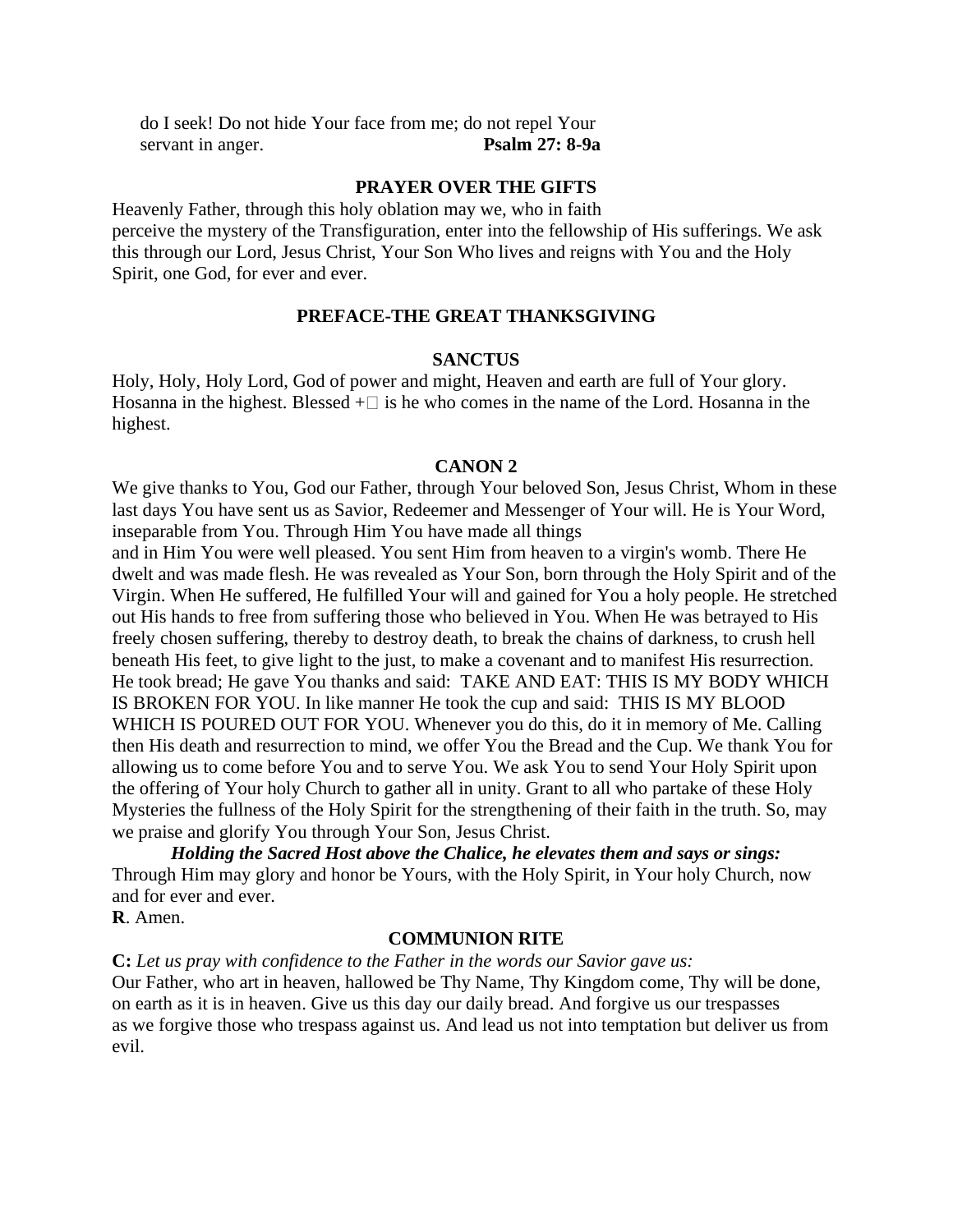do I seek! Do not hide Your face from me; do not repel Your servant in anger. **Psalm 27: 8-9a**

**PRAYER OVER THE GIFTS**

Heavenly Father, through this holy oblation may we, who in faith perceive the mystery of the Transfiguration, enter into the fellowship of His sufferings. We ask this through our Lord, Jesus Christ, Your Son Who lives and reigns with You and the Holy Spirit, one God, for ever and ever.

**PREFACE-THE GREAT THANKSGIVING**

**SANCTUS**

Holy, Holy, Holy Lord, God of power and might, Heaven and earth are full of Your glory. Hosanna in the highest. Blessed +□ is he who comes in the name of the Lord. Hosanna in the highest.

**CANON 2**

We give thanks to You, God our Father, through Your beloved Son, Jesus Christ, Whom in these last days You have sent us as Savior, Redeemer and Messenger of Your will. He is Your Word, inseparable from You. Through Him You have made all things and in Him You were well pleased. You sent Him from heaven to a virgin's womb. There He dwelt and was made flesh. He was revealed as Your Son, born through the Holy Spirit and of the Virgin. When He suffered, He fulfilled Your will and gained for You a holy people. He stretched out His hands to free from suffering those who believed in You. When He was betrayed to His freely chosen suffering, thereby to destroy death, to break the chains of darkness, to crush hell beneath His feet, to give light to the just, to make a covenant and to manifest His resurrection. He took bread; He gave You thanks and said: TAKE AND EAT: THIS IS MY BODY WHICH IS BROKEN FOR YOU. In like manner He took the cup and said: THIS IS MY BLOOD WHICH IS POURED OUT FOR YOU. Whenever you do this, do it in memory of Me. Calling then His death and resurrection to mind, we offer You the Bread and the Cup. We thank You for allowing us to come before You and to serve You. We ask You to send Your Holy Spirit upon the offering of Your holy Church to gather all in unity. Grant to all who partake of these Holy Mysteries the fullness of the Holy Spirit for the strengthening of their faith in the truth. So, may we praise and glorify You through Your Son, Jesus Christ.

***Holding the Sacred Host above the Chalice, he elevates them and says or sings:***

Through Him may glory and honor be Yours, with the Holy Spirit, in Your holy Church, now and for ever and ever.

**R**. Amen.

**COMMUNION RITE**

**C:** *Let us pray with confidence to the Father in the words our Savior gave us:*

Our Father, who art in heaven, hallowed be Thy Name, Thy Kingdom come, Thy will be done, on earth as it is in heaven. Give us this day our daily bread. And forgive us our trespasses as we forgive those who trespass against us. And lead us not into temptation but deliver us from evil.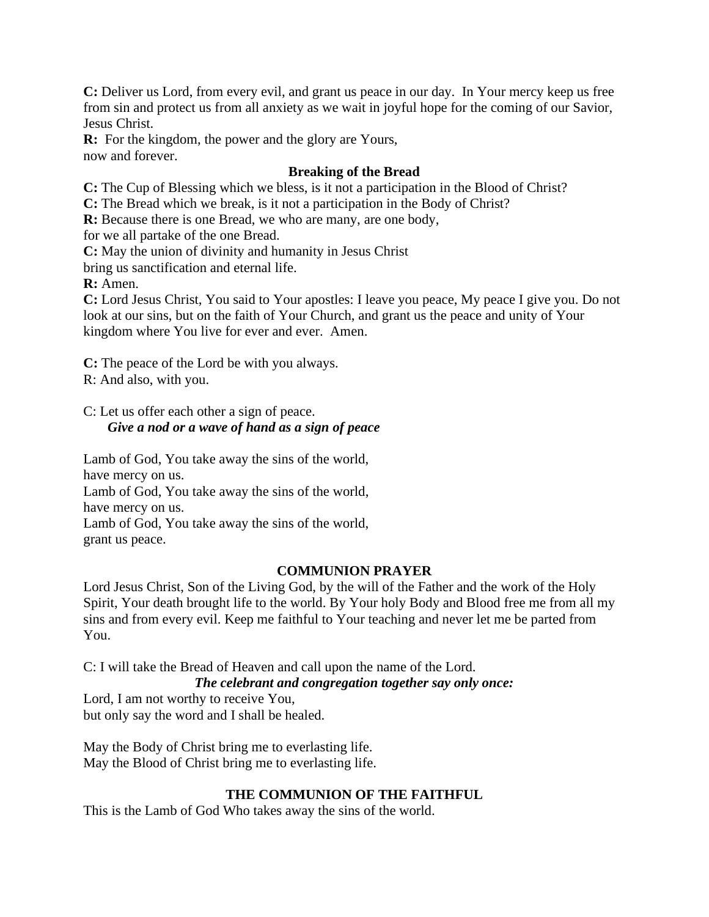**C:** Deliver us Lord, from every evil, and grant us peace in our day. In Your mercy keep us free from sin and protect us from all anxiety as we wait in joyful hope for the coming of our Savior, Jesus Christ.

**R:** For the kingdom, the power and the glory are Yours,
now and forever.

### Breaking of the Bread

**C:** The Cup of Blessing which we bless, is it not a participation in the Blood of Christ?

**C:** The Bread which we break, is it not a participation in the Body of Christ?

**R:** Because there is one Bread, we who are many, are one body,
for we all partake of the one Bread.

**C:** May the union of divinity and humanity in Jesus Christ
bring us sanctification and eternal life.

**R:** Amen.

**C:** Lord Jesus Christ, You said to Your apostles: I leave you peace, My peace I give you. Do not look at our sins, but on the faith of Your Church, and grant us the peace and unity of Your kingdom where You live for ever and ever. Amen.

**C:** The peace of the Lord be with you always.
R: And also, with you.

C: Let us offer each other a sign of peace.
***Give a nod or a wave of hand as a sign of peace***

Lamb of God, You take away the sins of the world,
have mercy on us.
Lamb of God, You take away the sins of the world,
have mercy on us.
Lamb of God, You take away the sins of the world,
grant us peace.

### COMMUNION PRAYER

Lord Jesus Christ, Son of the Living God, by the will of the Father and the work of the Holy Spirit, Your death brought life to the world. By Your holy Body and Blood free me from all my sins and from every evil. Keep me faithful to Your teaching and never let me be parted from You.

C: I will take the Bread of Heaven and call upon the name of the Lord.
***The celebrant and congregation together say only once:***
Lord, I am not worthy to receive You,
but only say the word and I shall be healed.

May the Body of Christ bring me to everlasting life.
May the Blood of Christ bring me to everlasting life.

### THE COMMUNION OF THE FAITHFUL

This is the Lamb of God Who takes away the sins of the world.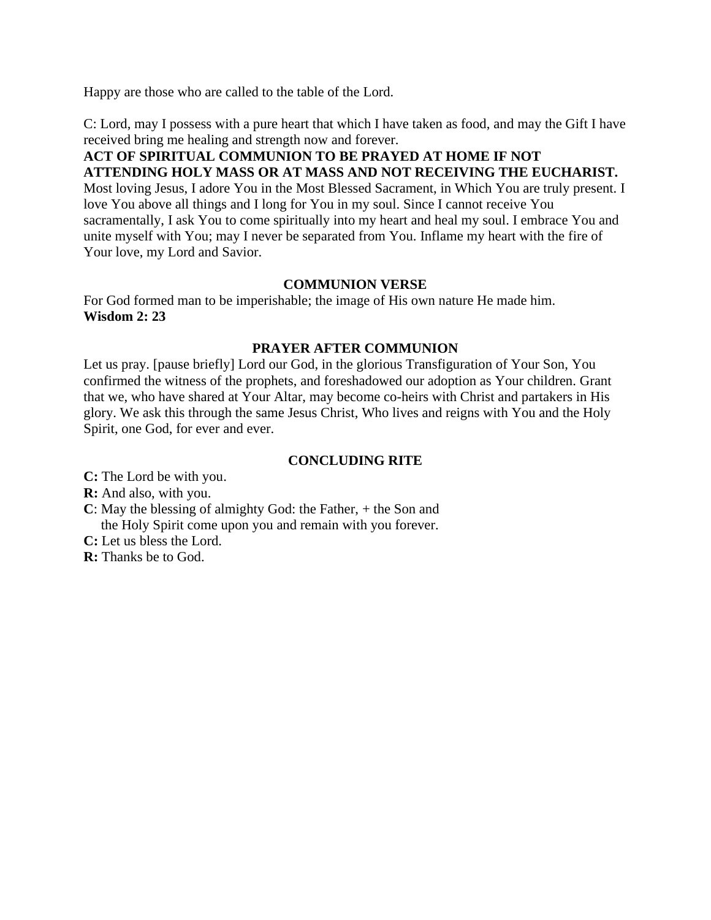Happy are those who are called to the table of the Lord.

C: Lord, may I possess with a pure heart that which I have taken as food, and may the Gift I have received bring me healing and strength now and forever.

**ACT OF SPIRITUAL COMMUNION TO BE PRAYED AT HOME IF NOT ATTENDING HOLY MASS OR AT MASS AND NOT RECEIVING THE EUCHARIST.**

Most loving Jesus, I adore You in the Most Blessed Sacrament, in Which You are truly present. I love You above all things and I long for You in my soul. Since I cannot receive You sacramentally, I ask You to come spiritually into my heart and heal my soul. I embrace You and unite myself with You; may I never be separated from You. Inflame my heart with the fire of Your love, my Lord and Savior.

## COMMUNION VERSE

For God formed man to be imperishable; the image of His own nature He made him.
**Wisdom 2: 23**

## PRAYER AFTER COMMUNION

Let us pray. [pause briefly] Lord our God, in the glorious Transfiguration of Your Son, You confirmed the witness of the prophets, and foreshadowed our adoption as Your children. Grant that we, who have shared at Your Altar, may become co-heirs with Christ and partakers in His glory. We ask this through the same Jesus Christ, Who lives and reigns with You and the Holy Spirit, one God, for ever and ever.

## CONCLUDING RITE

**C:** The Lord be with you.
**R:** And also, with you.
**C**: May the blessing of almighty God: the Father, + the Son and the Holy Spirit come upon you and remain with you forever.
**C:** Let us bless the Lord.
**R:** Thanks be to God.